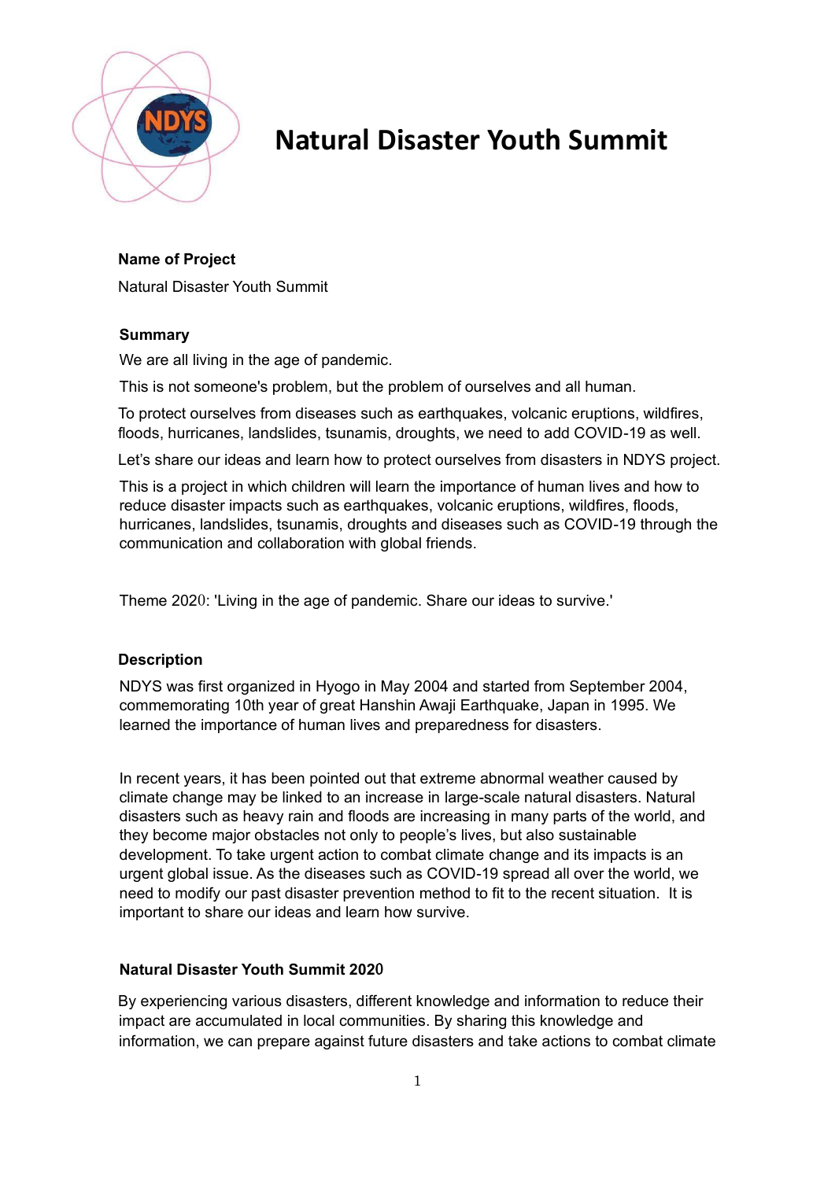# Natural Disaster Youth Summit

**Name of Project**

Natural Disaster Youth Summit

**Summary**

We are all living in the age of pandemic.

This is not someone's problem, but the problem of ourselves and all human.

To protect ourselves from diseases such as earthquakes, volcanic eruptions, wildfires, floods, hurricanes, landslides, tsunamis, droughts, we need to add COVID-19 as well.

Let's share our ideas and learn how to protect ourselves from disasters in NDYS project.

This is a project in which children will learn the importance of human lives and how to reduce disaster impacts such as earthquakes, volcanic eruptions, wildfires, floods, hurricanes, landslides, tsunamis, droughts and diseases such as COVID-19 through the communication and collaboration with global friends.

Theme 2020: 'Living in the age of pandemic. Share our ideas to survive.'

**Description**

NDYS was first organized in Hyogo in May 2004 and started from September 2004, commemorating 10th year of great Hanshin Awaji Earthquake, Japan in 1995. We learned the importance of human lives and preparedness for disasters.

In recent years, it has been pointed out that extreme abnormal weather caused by climate change may be linked to an increase in large-scale natural disasters. Natural disasters such as heavy rain and floods are increasing in many parts of the world, and they become major obstacles not only to people's lives, but also sustainable development. To take urgent action to combat climate change and its impacts is an urgent global issue. As the diseases such as COVID-19 spread all over the world, we need to modify our past disaster prevention method to fit to the recent situation. It is important to share our ideas and learn how survive.

**Natural Disaster Youth Summit 2020**

By experiencing various disasters, different knowledge and information to reduce their impact are accumulated in local communities. By sharing this knowledge and information, we can prepare against future disasters and take actions to combat climate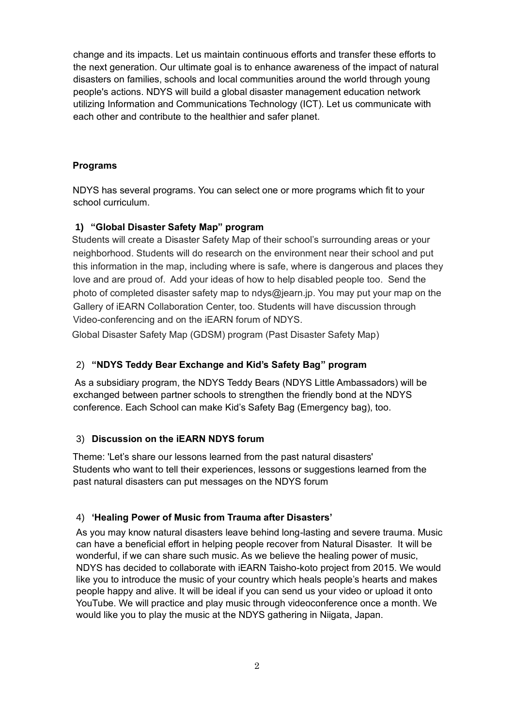change and its impacts. Let us maintain continuous efforts and transfer these efforts to the next generation. Our ultimate goal is to enhance awareness of the impact of natural disasters on families, schools and local communities around the world through young people's actions. NDYS will build a global disaster management education network utilizing Information and Communications Technology (ICT). Let us communicate with each other and contribute to the healthier and safer planet.

**Programs**

NDYS has several programs. You can select one or more programs which fit to your school curriculum.

**1) "Global Disaster Safety Map" program**

Students will create a Disaster Safety Map of their school's surrounding areas or your neighborhood. Students will do research on the environment near their school and put this information in the map, including where is safe, where is dangerous and places they love and are proud of. Add your ideas of how to help disabled people too. Send the photo of completed disaster safety map to ndys@jearn.jp. You may put your map on the Gallery of iEARN Collaboration Center, too. Students will have discussion through Video-conferencing and on the iEARN forum of NDYS.

Global Disaster Safety Map (GDSM) program (Past Disaster Safety Map)

2) **"NDYS Teddy Bear Exchange and Kid's Safety Bag" program**

As a subsidiary program, the NDYS Teddy Bears (NDYS Little Ambassadors) will be exchanged between partner schools to strengthen the friendly bond at the NDYS conference. Each School can make Kid's Safety Bag (Emergency bag), too.

3) **Discussion on the iEARN NDYS forum**

Theme: 'Let's share our lessons learned from the past natural disasters'
Students who want to tell their experiences, lessons or suggestions learned from the past natural disasters can put messages on the NDYS forum

4) **'Healing Power of Music from Trauma after Disasters'**

As you may know natural disasters leave behind long-lasting and severe trauma. Music can have a beneficial effort in helping people recover from Natural Disaster. It will be wonderful, if we can share such music. As we believe the healing power of music, NDYS has decided to collaborate with iEARN Taisho-koto project from 2015. We would like you to introduce the music of your country which heals people's hearts and makes people happy and alive. It will be ideal if you can send us your video or upload it onto YouTube. We will practice and play music through videoconference once a month. We would like you to play the music at the NDYS gathering in Niigata, Japan.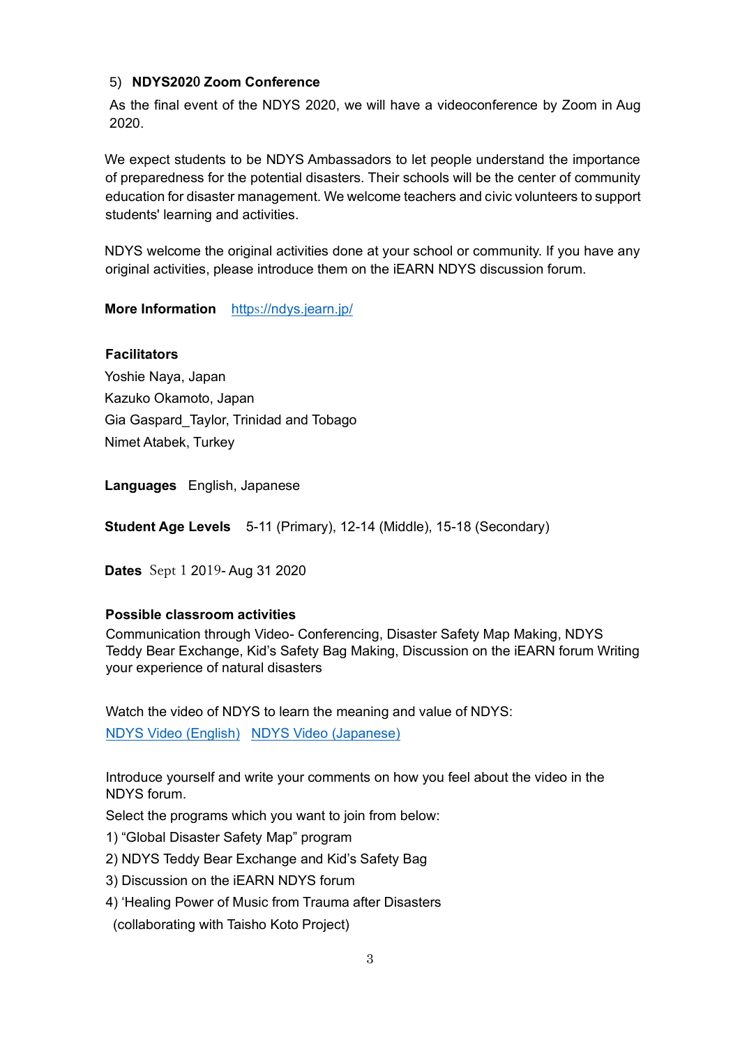5) **NDYS2020 Zoom Conference**

As the final event of the NDYS 2020, we will have a videoconference by Zoom in Aug 2020.

We expect students to be NDYS Ambassadors to let people understand the importance of preparedness for the potential disasters. Their schools will be the center of community education for disaster management. We welcome teachers and civic volunteers to support students' learning and activities.

NDYS welcome the original activities done at your school or community. If you have any original activities, please introduce them on the iEARN NDYS discussion forum.

**More Information** [https://ndys.jearn.jp/](https://ndys.jearn.jp/)

**Facilitators**

Yoshie Naya, Japan
Kazuko Okamoto, Japan
Gia Gaspard_Taylor, Trinidad and Tobago
Nimet Atabek, Turkey

**Languages** English, Japanese

**Student Age Levels** 5-11 (Primary), 12-14 (Middle), 15-18 (Secondary)

**Dates** Sept 1 2019- Aug 31 2020

**Possible classroom activities**

Communication through Video- Conferencing, Disaster Safety Map Making, NDYS Teddy Bear Exchange, Kid's Safety Bag Making, Discussion on the iEARN forum Writing your experience of natural disasters

Watch the video of NDYS to learn the meaning and value of NDYS:
NDYS Video (English) NDYS Video (Japanese)

Introduce yourself and write your comments on how you feel about the video in the NDYS forum.

Select the programs which you want to join from below:

1) "Global Disaster Safety Map" program
2) NDYS Teddy Bear Exchange and Kid's Safety Bag
3) Discussion on the iEARN NDYS forum
4) 'Healing Power of Music from Trauma after Disasters (collaborating with Taisho Koto Project)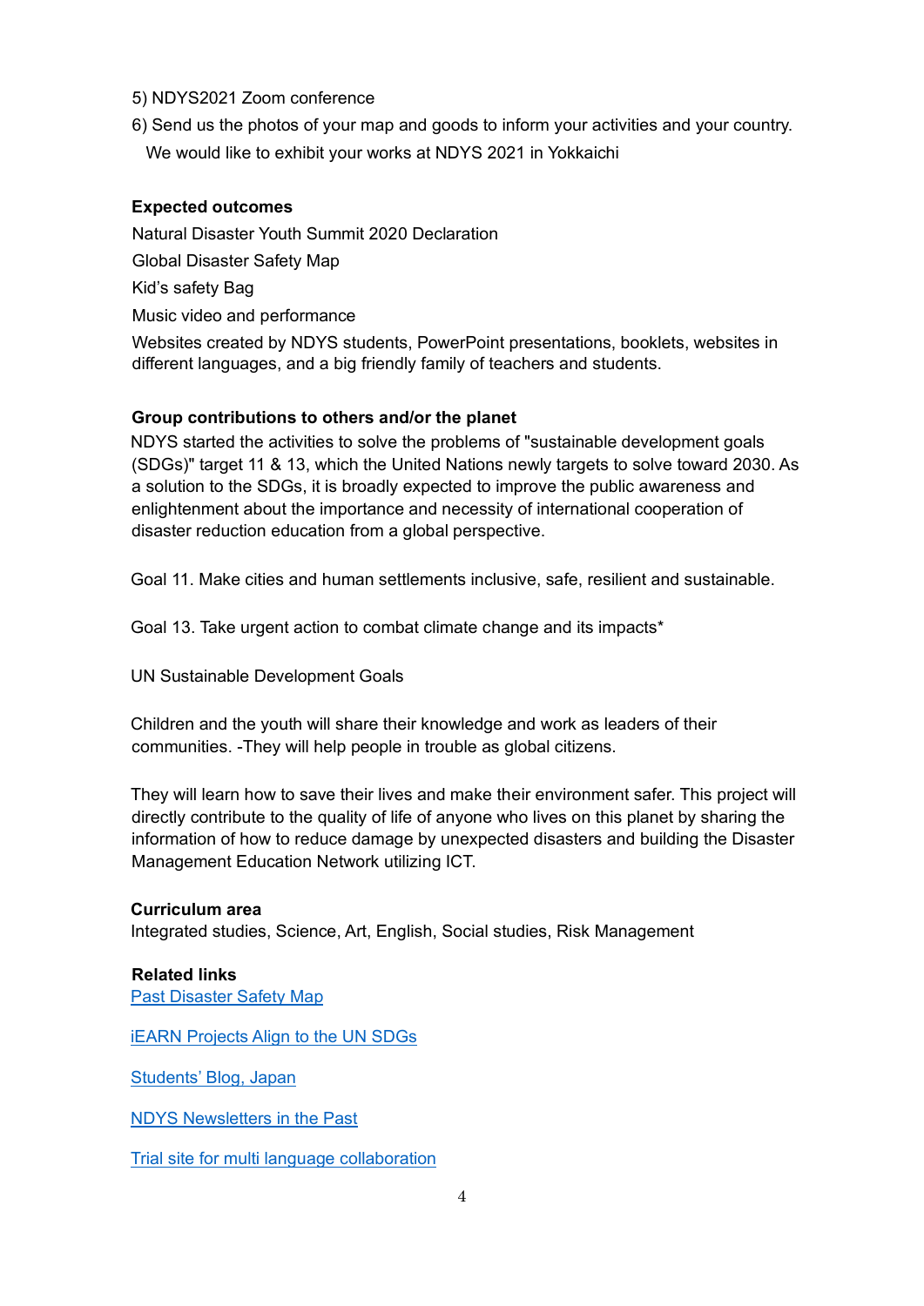5) NDYS2021 Zoom conference

6) Send us the photos of your map and goods to inform your activities and your country. We would like to exhibit your works at NDYS 2021 in Yokkaichi

**Expected outcomes**

Natural Disaster Youth Summit 2020 Declaration

Global Disaster Safety Map

Kid's safety Bag

Music video and performance

Websites created by NDYS students, PowerPoint presentations, booklets, websites in different languages, and a big friendly family of teachers and students.

**Group contributions to others and/or the planet**

NDYS started the activities to solve the problems of "sustainable development goals (SDGs)" target 11 & 13, which the United Nations newly targets to solve toward 2030. As a solution to the SDGs, it is broadly expected to improve the public awareness and enlightenment about the importance and necessity of international cooperation of disaster reduction education from a global perspective.

Goal 11. Make cities and human settlements inclusive, safe, resilient and sustainable.

Goal 13. Take urgent action to combat climate change and its impacts*

UN Sustainable Development Goals

Children and the youth will share their knowledge and work as leaders of their communities. -They will help people in trouble as global citizens.

They will learn how to save their lives and make their environment safer. This project will directly contribute to the quality of life of anyone who lives on this planet by sharing the information of how to reduce damage by unexpected disasters and building the Disaster Management Education Network utilizing ICT.

**Curriculum area**

Integrated studies, Science, Art, English, Social studies, Risk Management

**Related links**

Past Disaster Safety Map

iEARN Projects Align to the UN SDGs

Students' Blog, Japan

NDYS Newsletters in the Past

Trial site for multi language collaboration